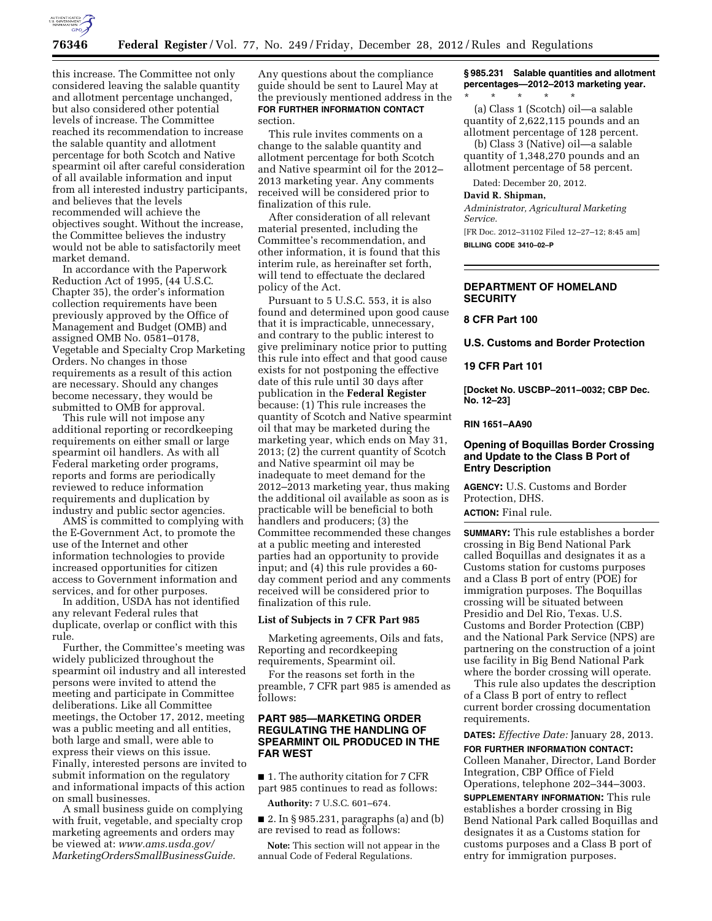this increase. The Committee not only considered leaving the salable quantity and allotment percentage unchanged, but also considered other potential levels of increase. The Committee reached its recommendation to increase the salable quantity and allotment percentage for both Scotch and Native spearmint oil after careful consideration of all available information and input from all interested industry participants, and believes that the levels recommended will achieve the objectives sought. Without the increase, the Committee believes the industry would not be able to satisfactorily meet market demand.

In accordance with the Paperwork Reduction Act of 1995, (44 U.S.C. Chapter 35), the order's information collection requirements have been previously approved by the Office of Management and Budget (OMB) and assigned OMB No. 0581–0178, Vegetable and Specialty Crop Marketing Orders. No changes in those requirements as a result of this action are necessary. Should any changes become necessary, they would be submitted to OMB for approval.

This rule will not impose any additional reporting or recordkeeping requirements on either small or large spearmint oil handlers. As with all Federal marketing order programs, reports and forms are periodically reviewed to reduce information requirements and duplication by industry and public sector agencies.

AMS is committed to complying with the E-Government Act, to promote the use of the Internet and other information technologies to provide increased opportunities for citizen access to Government information and services, and for other purposes.

In addition, USDA has not identified any relevant Federal rules that duplicate, overlap or conflict with this rule.

Further, the Committee's meeting was widely publicized throughout the spearmint oil industry and all interested persons were invited to attend the meeting and participate in Committee deliberations. Like all Committee meetings, the October 17, 2012, meeting was a public meeting and all entities, both large and small, were able to express their views on this issue. Finally, interested persons are invited to submit information on the regulatory and informational impacts of this action on small businesses.

A small business guide on complying with fruit, vegetable, and specialty crop marketing agreements and orders may be viewed at: *www.ams.usda.gov/MarketingOrdersSmallBusinessGuide.* Any questions about the compliance guide should be sent to Laurel May at the previously mentioned address in the **FOR FURTHER INFORMATION CONTACT** section.

This rule invites comments on a change to the salable quantity and allotment percentage for both Scotch and Native spearmint oil for the 2012–2013 marketing year. Any comments received will be considered prior to finalization of this rule.

After consideration of all relevant material presented, including the Committee's recommendation, and other information, it is found that this interim rule, as hereinafter set forth, will tend to effectuate the declared policy of the Act.

Pursuant to 5 U.S.C. 553, it is also found and determined upon good cause that it is impracticable, unnecessary, and contrary to the public interest to give preliminary notice prior to putting this rule into effect and that good cause exists for not postponing the effective date of this rule until 30 days after publication in the **Federal Register** because: (1) This rule increases the quantity of Scotch and Native spearmint oil that may be marketed during the marketing year, which ends on May 31, 2013; (2) the current quantity of Scotch and Native spearmint oil may be inadequate to meet demand for the 2012–2013 marketing year, thus making the additional oil available as soon as is practicable will be beneficial to both handlers and producers; (3) the Committee recommended these changes at a public meeting and interested parties had an opportunity to provide input; and (4) this rule provides a 60-day comment period and any comments received will be considered prior to finalization of this rule.

### List of Subjects in 7 CFR Part 985

Marketing agreements, Oils and fats, Reporting and recordkeeping requirements, Spearmint oil.

For the reasons set forth in the preamble, 7 CFR part 985 is amended as follows:

## PART 985—MARKETING ORDER REGULATING THE HANDLING OF SPEARMINT OIL PRODUCED IN THE FAR WEST

■ 1. The authority citation for 7 CFR part 985 continues to read as follows:

**Authority:** 7 U.S.C. 601–674.

■ 2. In § 985.231, paragraphs (a) and (b) are revised to read as follows:

**Note:** This section will not appear in the annual Code of Federal Regulations.

### § 985.231 Salable quantities and allotment percentages—2012–2013 marketing year.

\* \* \* \* \*

(a) Class 1 (Scotch) oil—a salable quantity of 2,622,115 pounds and an allotment percentage of 128 percent.

(b) Class 3 (Native) oil—a salable quantity of 1,348,270 pounds and an allotment percentage of 58 percent.

Dated: December 20, 2012.

**David R. Shipman,**

*Administrator, Agricultural Marketing Service.*

[FR Doc. 2012–31102 Filed 12–27–12; 8:45 am]

**BILLING CODE 3410–02–P**

---

## DEPARTMENT OF HOMELAND SECURITY

### 8 CFR Part 100

### U.S. Customs and Border Protection

### 19 CFR Part 101

**[Docket No. USCBP–2011–0032; CBP Dec. No. 12–23]**

**RIN 1651–AA90**

## Opening of Boquillas Border Crossing and Update to the Class B Port of Entry Description

**AGENCY:** U.S. Customs and Border Protection, DHS.

**ACTION:** Final rule.

**SUMMARY:** This rule establishes a border crossing in Big Bend National Park called Boquillas and designates it as a Customs station for customs purposes and a Class B port of entry (POE) for immigration purposes. The Boquillas crossing will be situated between Presidio and Del Rio, Texas. U.S. Customs and Border Protection (CBP) and the National Park Service (NPS) are partnering on the construction of a joint use facility in Big Bend National Park where the border crossing will operate.

This rule also updates the description of a Class B port of entry to reflect current border crossing documentation requirements.

**DATES:** *Effective Date:* January 28, 2013.

**FOR FURTHER INFORMATION CONTACT:** Colleen Manaher, Director, Land Border Integration, CBP Office of Field Operations, telephone 202–344–3003.

**SUPPLEMENTARY INFORMATION:** This rule establishes a border crossing in Big Bend National Park called Boquillas and designates it as a Customs station for customs purposes and a Class B port of entry for immigration purposes.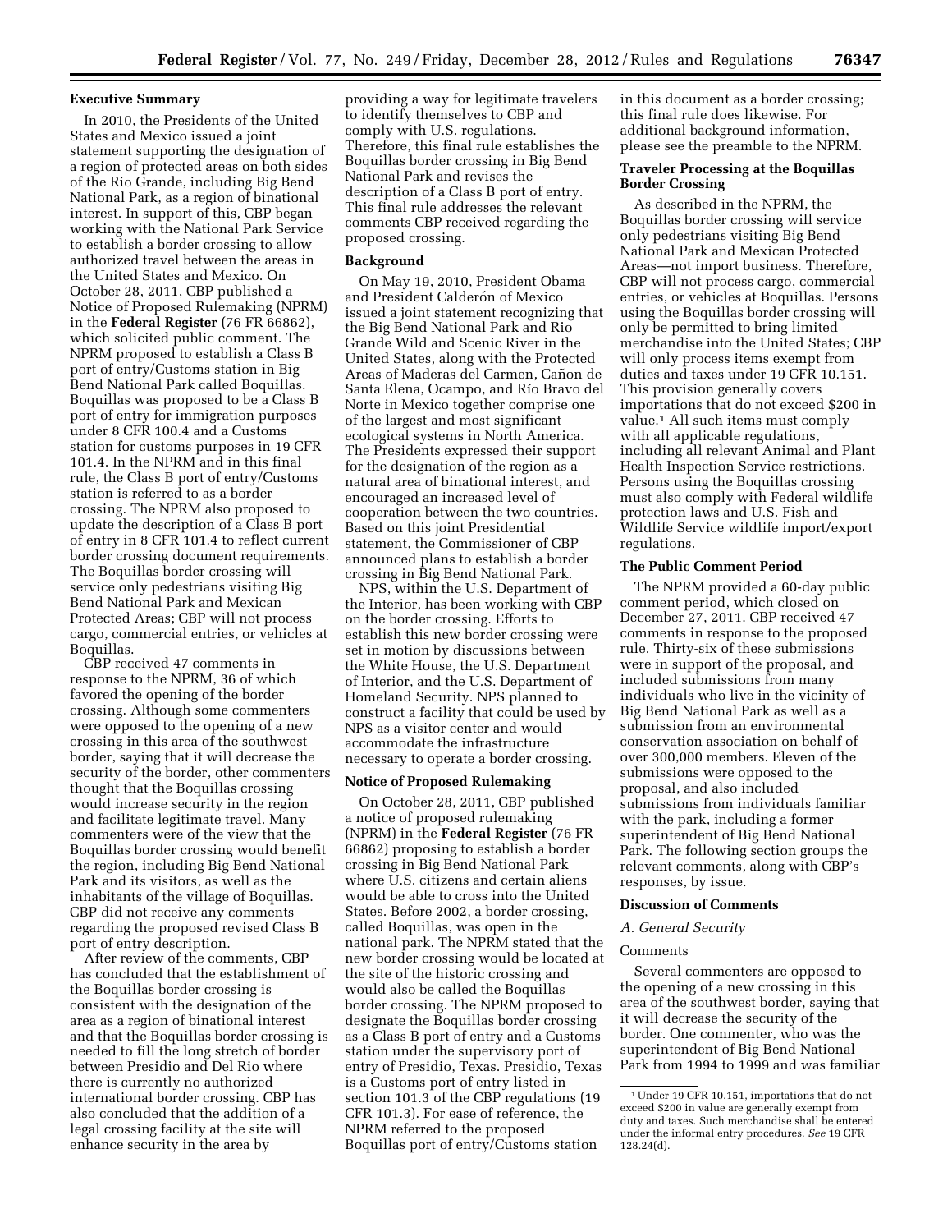## Executive Summary

In 2010, the Presidents of the United States and Mexico issued a joint statement supporting the designation of a region of protected areas on both sides of the Rio Grande, including Big Bend National Park, as a region of binational interest. In support of this, CBP began working with the National Park Service to establish a border crossing to allow authorized travel between the areas in the United States and Mexico. On October 28, 2011, CBP published a Notice of Proposed Rulemaking (NPRM) in the **Federal Register** (76 FR 66862), which solicited public comment. The NPRM proposed to establish a Class B port of entry/Customs station in Big Bend National Park called Boquillas. Boquillas was proposed to be a Class B port of entry for immigration purposes under 8 CFR 100.4 and a Customs station for customs purposes in 19 CFR 101.4. In the NPRM and in this final rule, the Class B port of entry/Customs station is referred to as a border crossing. The NPRM also proposed to update the description of a Class B port of entry in 8 CFR 101.4 to reflect current border crossing document requirements. The Boquillas border crossing will service only pedestrians visiting Big Bend National Park and Mexican Protected Areas; CBP will not process cargo, commercial entries, or vehicles at Boquillas.

CBP received 47 comments in response to the NPRM, 36 of which favored the opening of the border crossing. Although some commenters were opposed to the opening of a new crossing in this area of the southwest border, saying that it will decrease the security of the border, other commenters thought that the Boquillas crossing would increase security in the region and facilitate legitimate travel. Many commenters were of the view that the Boquillas border crossing would benefit the region, including Big Bend National Park and its visitors, as well as the inhabitants of the village of Boquillas. CBP did not receive any comments regarding the proposed revised Class B port of entry description.

After review of the comments, CBP has concluded that the establishment of the Boquillas border crossing is consistent with the designation of the area as a region of binational interest and that the Boquillas border crossing is needed to fill the long stretch of border between Presidio and Del Rio where there is currently no authorized international border crossing. CBP has also concluded that the addition of a legal crossing facility at the site will enhance security in the area by providing a way for legitimate travelers to identify themselves to CBP and comply with U.S. regulations. Therefore, this final rule establishes the Boquillas border crossing in Big Bend National Park and revises the description of a Class B port of entry. This final rule addresses the relevant comments CBP received regarding the proposed crossing.

## Background

On May 19, 2010, President Obama and President Calderón of Mexico issued a joint statement recognizing that the Big Bend National Park and Rio Grande Wild and Scenic River in the United States, along with the Protected Areas of Maderas del Carmen, Cañon de Santa Elena, Ocampo, and Río Bravo del Norte in Mexico together comprise one of the largest and most significant ecological systems in North America. The Presidents expressed their support for the designation of the region as a natural area of binational interest, and encouraged an increased level of cooperation between the two countries. Based on this joint Presidential statement, the Commissioner of CBP announced plans to establish a border crossing in Big Bend National Park.

NPS, within the U.S. Department of the Interior, has been working with CBP on the border crossing. Efforts to establish this new border crossing were set in motion by discussions between the White House, the U.S. Department of Interior, and the U.S. Department of Homeland Security. NPS planned to construct a facility that could be used by NPS as a visitor center and would accommodate the infrastructure necessary to operate a border crossing.

## Notice of Proposed Rulemaking

On October 28, 2011, CBP published a notice of proposed rulemaking (NPRM) in the **Federal Register** (76 FR 66862) proposing to establish a border crossing in Big Bend National Park where U.S. citizens and certain aliens would be able to cross into the United States. Before 2002, a border crossing, called Boquillas, was open in the national park. The NPRM stated that the new border crossing would be located at the site of the historic crossing and would also be called the Boquillas border crossing. The NPRM proposed to designate the Boquillas border crossing as a Class B port of entry and a Customs station under the supervisory port of entry of Presidio, Texas. Presidio, Texas is a Customs port of entry listed in section 101.3 of the CBP regulations (19 CFR 101.3). For ease of reference, the NPRM referred to the proposed Boquillas port of entry/Customs station in this document as a border crossing; this final rule does likewise. For additional background information, please see the preamble to the NPRM.

## Traveler Processing at the Boquillas Border Crossing

As described in the NPRM, the Boquillas border crossing will service only pedestrians visiting Big Bend National Park and Mexican Protected Areas—not import business. Therefore, CBP will not process cargo, commercial entries, or vehicles at Boquillas. Persons using the Boquillas border crossing will only be permitted to bring limited merchandise into the United States; CBP will only process items exempt from duties and taxes under 19 CFR 10.151. This provision generally covers importations that do not exceed $200 in value.[1] All such items must comply with all applicable regulations, including all relevant Animal and Plant Health Inspection Service restrictions. Persons using the Boquillas crossing must also comply with Federal wildlife protection laws and U.S. Fish and Wildlife Service wildlife import/export regulations.

## The Public Comment Period

The NPRM provided a 60-day public comment period, which closed on December 27, 2011. CBP received 47 comments in response to the proposed rule. Thirty-six of these submissions were in support of the proposal, and included submissions from many individuals who live in the vicinity of Big Bend National Park as well as a submission from an environmental conservation association on behalf of over 300,000 members. Eleven of the submissions were opposed to the proposal, and also included submissions from individuals familiar with the park, including a former superintendent of Big Bend National Park. The following section groups the relevant comments, along with CBP's responses, by issue.

## Discussion of Comments

### *A. General Security*

#### Comments

Several commenters are opposed to the opening of a new crossing in this area of the southwest border, saying that it will decrease the security of the border. One commenter, who was the superintendent of Big Bend National Park from 1994 to 1999 and was familiar

---

[1] Under 19 CFR 10.151, importations that do not exceed $200 in value are generally exempt from duty and taxes. Such merchandise shall be entered under the informal entry procedures. *See* 19 CFR 128.24(d).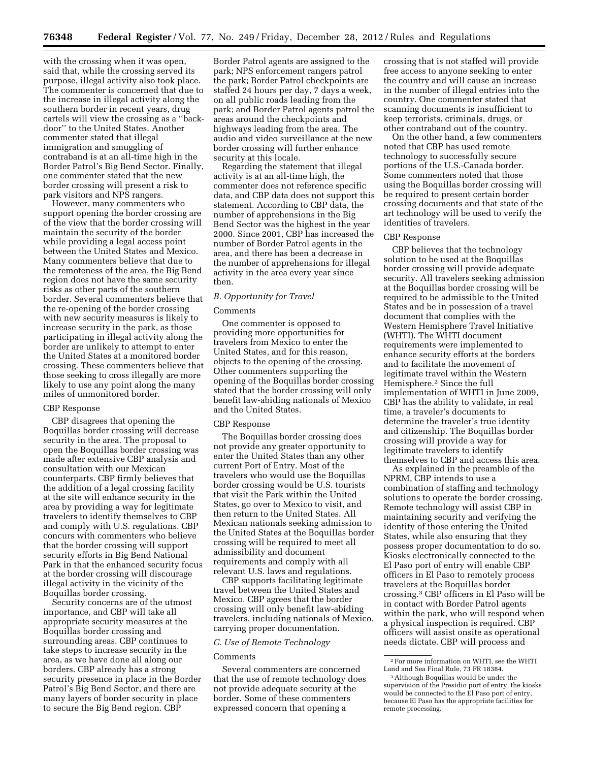with the crossing when it was open, said that, while the crossing served its purpose, illegal activity also took place. The commenter is concerned that due to the increase in illegal activity along the southern border in recent years, drug cartels will view the crossing as a ''back-door'' to the United States. Another commenter stated that illegal immigration and smuggling of contraband is at an all-time high in the Border Patrol's Big Bend Sector. Finally, one commenter stated that the new border crossing will present a risk to park visitors and NPS rangers.

However, many commenters who support opening the border crossing are of the view that the border crossing will maintain the security of the border while providing a legal access point between the United States and Mexico. Many commenters believe that due to the remoteness of the area, the Big Bend region does not have the same security risks as other parts of the southern border. Several commenters believe that the re-opening of the border crossing with new security measures is likely to increase security in the park, as those participating in illegal activity along the border are unlikely to attempt to enter the United States at a monitored border crossing. These commenters believe that those seeking to cross illegally are more likely to use any point along the many miles of unmonitored border.

CBP Response

CBP disagrees that opening the Boquillas border crossing will decrease security in the area. The proposal to open the Boquillas border crossing was made after extensive CBP analysis and consultation with our Mexican counterparts. CBP firmly believes that the addition of a legal crossing facility at the site will enhance security in the area by providing a way for legitimate travelers to identify themselves to CBP and comply with U.S. regulations. CBP concurs with commenters who believe that the border crossing will support security efforts in Big Bend National Park in that the enhanced security focus at the border crossing will discourage illegal activity in the vicinity of the Boquillas border crossing.

Security concerns are of the utmost importance, and CBP will take all appropriate security measures at the Boquillas border crossing and surrounding areas. CBP continues to take steps to increase security in the area, as we have done all along our borders. CBP already has a strong security presence in place in the Border Patrol's Big Bend Sector, and there are many layers of border security in place to secure the Big Bend region. CBP Border Patrol agents are assigned to the park; NPS enforcement rangers patrol the park; Border Patrol checkpoints are staffed 24 hours per day, 7 days a week, on all public roads leading from the park; and Border Patrol agents patrol the areas around the checkpoints and highways leading from the area. The audio and video surveillance at the new border crossing will further enhance security at this locale.

Regarding the statement that illegal activity is at an all-time high, the commenter does not reference specific data, and CBP data does not support this statement. According to CBP data, the number of apprehensions in the Big Bend Sector was the highest in the year 2000. Since 2001, CBP has increased the number of Border Patrol agents in the area, and there has been a decrease in the number of apprehensions for illegal activity in the area every year since then.

### *B. Opportunity for Travel*

Comments

One commenter is opposed to providing more opportunities for travelers from Mexico to enter the United States, and for this reason, objects to the opening of the crossing. Other commenters supporting the opening of the Boquillas border crossing stated that the border crossing will only benefit law-abiding nationals of Mexico and the United States.

CBP Response

The Boquillas border crossing does not provide any greater opportunity to enter the United States than any other current Port of Entry. Most of the travelers who would use the Boquillas border crossing would be U.S. tourists that visit the Park within the United States, go over to Mexico to visit, and then return to the United States. All Mexican nationals seeking admission to the United States at the Boquillas border crossing will be required to meet all admissibility and document requirements and comply with all relevant U.S. laws and regulations.

CBP supports facilitating legitimate travel between the United States and Mexico. CBP agrees that the border crossing will only benefit law-abiding travelers, including nationals of Mexico, carrying proper documentation.

### *C. Use of Remote Technology*

Comments

Several commenters are concerned that the use of remote technology does not provide adequate security at the border. Some of these commenters expressed concern that opening a crossing that is not staffed will provide free access to anyone seeking to enter the country and will cause an increase in the number of illegal entries into the country. One commenter stated that scanning documents is insufficient to keep terrorists, criminals, drugs, or other contraband out of the country.

On the other hand, a few commenters noted that CBP has used remote technology to successfully secure portions of the U.S.-Canada border. Some commenters noted that those using the Boquillas border crossing will be required to present certain border crossing documents and that state of the art technology will be used to verify the identities of travelers.

CBP Response

CBP believes that the technology solution to be used at the Boquillas border crossing will provide adequate security. All travelers seeking admission at the Boquillas border crossing will be required to be admissible to the United States and be in possession of a travel document that complies with the Western Hemisphere Travel Initiative (WHTI). The WHTI document requirements were implemented to enhance security efforts at the borders and to facilitate the movement of legitimate travel within the Western Hemisphere.[2] Since the full implementation of WHTI in June 2009, CBP has the ability to validate, in real time, a traveler's documents to determine the traveler's true identity and citizenship. The Boquillas border crossing will provide a way for legitimate travelers to identify themselves to CBP and access this area.

As explained in the preamble of the NPRM, CBP intends to use a combination of staffing and technology solutions to operate the border crossing. Remote technology will assist CBP in maintaining security and verifying the identity of those entering the United States, while also ensuring that they possess proper documentation to do so. Kiosks electronically connected to the El Paso port of entry will enable CBP officers in El Paso to remotely process travelers at the Boquillas border crossing.[3] CBP officers in El Paso will be in contact with Border Patrol agents within the park, who will respond when a physical inspection is required. CBP officers will assist onsite as operational needs dictate. CBP will process and

[2] For more information on WHTI, see the WHTI Land and Sea Final Rule, 73 FR 18384.

[3] Although Boquillas would be under the supervision of the Presidio port of entry, the kiosks would be connected to the El Paso port of entry, because El Paso has the appropriate facilities for remote processing.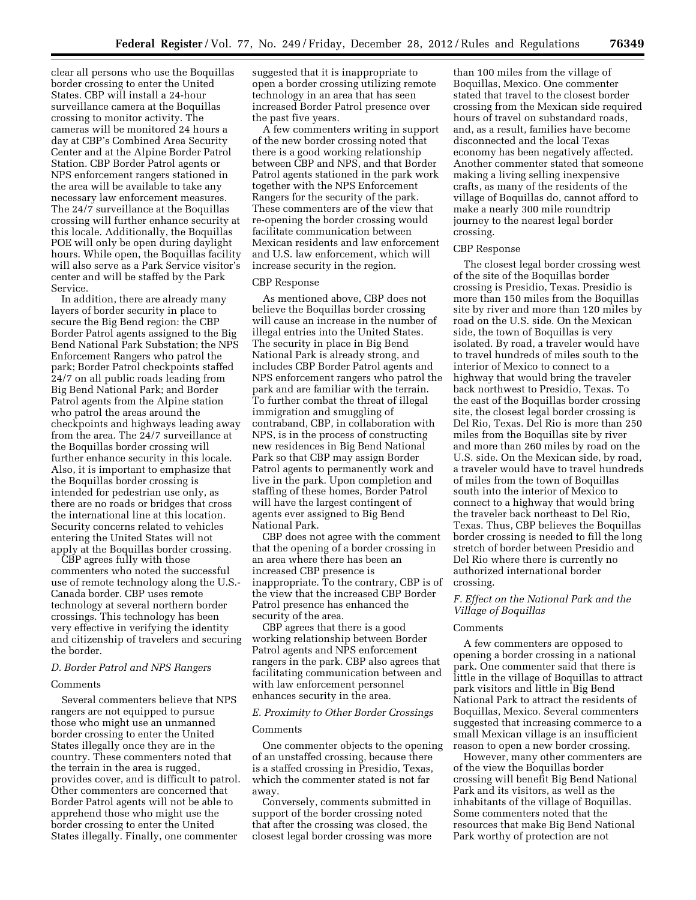clear all persons who use the Boquillas border crossing to enter the United States. CBP will install a 24-hour surveillance camera at the Boquillas crossing to monitor activity. The cameras will be monitored 24 hours a day at CBP's Combined Area Security Center and at the Alpine Border Patrol Station. CBP Border Patrol agents or NPS enforcement rangers stationed in the area will be available to take any necessary law enforcement measures. The 24/7 surveillance at the Boquillas crossing will further enhance security at this locale. Additionally, the Boquillas POE will only be open during daylight hours. While open, the Boquillas facility will also serve as a Park Service visitor's center and will be staffed by the Park Service.

In addition, there are already many layers of border security in place to secure the Big Bend region: the CBP Border Patrol agents assigned to the Big Bend National Park Substation; the NPS Enforcement Rangers who patrol the park; Border Patrol checkpoints staffed 24/7 on all public roads leading from Big Bend National Park; and Border Patrol agents from the Alpine station who patrol the areas around the checkpoints and highways leading away from the area. The 24/7 surveillance at the Boquillas border crossing will further enhance security in this locale. Also, it is important to emphasize that the Boquillas border crossing is intended for pedestrian use only, as there are no roads or bridges that cross the international line at this location. Security concerns related to vehicles entering the United States will not apply at the Boquillas border crossing.

CBP agrees fully with those commenters who noted the successful use of remote technology along the U.S.-Canada border. CBP uses remote technology at several northern border crossings. This technology has been very effective in verifying the identity and citizenship of travelers and securing the border.

### *D. Border Patrol and NPS Rangers*

Comments

Several commenters believe that NPS rangers are not equipped to pursue those who might use an unmanned border crossing to enter the United States illegally once they are in the country. These commenters noted that the terrain in the area is rugged, provides cover, and is difficult to patrol. Other commenters are concerned that Border Patrol agents will not be able to apprehend those who might use the border crossing to enter the United States illegally. Finally, one commenter suggested that it is inappropriate to open a border crossing utilizing remote technology in an area that has seen increased Border Patrol presence over the past five years.

A few commenters writing in support of the new border crossing noted that there is a good working relationship between CBP and NPS, and that Border Patrol agents stationed in the park work together with the NPS Enforcement Rangers for the security of the park. These commenters are of the view that re-opening the border crossing would facilitate communication between Mexican residents and law enforcement and U.S. law enforcement, which will increase security in the region.

CBP Response

As mentioned above, CBP does not believe the Boquillas border crossing will cause an increase in the number of illegal entries into the United States. The security in place in Big Bend National Park is already strong, and includes CBP Border Patrol agents and NPS enforcement rangers who patrol the park and are familiar with the terrain. To further combat the threat of illegal immigration and smuggling of contraband, CBP, in collaboration with NPS, is in the process of constructing new residences in Big Bend National Park so that CBP may assign Border Patrol agents to permanently work and live in the park. Upon completion and staffing of these homes, Border Patrol will have the largest contingent of agents ever assigned to Big Bend National Park.

CBP does not agree with the comment that the opening of a border crossing in an area where there has been an increased CBP presence is inappropriate. To the contrary, CBP is of the view that the increased CBP Border Patrol presence has enhanced the security of the area.

CBP agrees that there is a good working relationship between Border Patrol agents and NPS enforcement rangers in the park. CBP also agrees that facilitating communication between and with law enforcement personnel enhances security in the area.

### *E. Proximity to Other Border Crossings*

Comments

One commenter objects to the opening of an unstaffed crossing, because there is a staffed crossing in Presidio, Texas, which the commenter stated is not far away.

Conversely, comments submitted in support of the border crossing noted that after the crossing was closed, the closest legal border crossing was more than 100 miles from the village of Boquillas, Mexico. One commenter stated that travel to the closest border crossing from the Mexican side required hours of travel on substandard roads, and, as a result, families have become disconnected and the local Texas economy has been negatively affected. Another commenter stated that someone making a living selling inexpensive crafts, as many of the residents of the village of Boquillas do, cannot afford to make a nearly 300 mile roundtrip journey to the nearest legal border crossing.

CBP Response

The closest legal border crossing west of the site of the Boquillas border crossing is Presidio, Texas. Presidio is more than 150 miles from the Boquillas site by river and more than 120 miles by road on the U.S. side. On the Mexican side, the town of Boquillas is very isolated. By road, a traveler would have to travel hundreds of miles south to the interior of Mexico to connect to a highway that would bring the traveler back northwest to Presidio, Texas. To the east of the Boquillas border crossing site, the closest legal border crossing is Del Rio, Texas. Del Rio is more than 250 miles from the Boquillas site by river and more than 260 miles by road on the U.S. side. On the Mexican side, by road, a traveler would have to travel hundreds of miles from the town of Boquillas south into the interior of Mexico to connect to a highway that would bring the traveler back northeast to Del Rio, Texas. Thus, CBP believes the Boquillas border crossing is needed to fill the long stretch of border between Presidio and Del Rio where there is currently no authorized international border crossing.

### *F. Effect on the National Park and the Village of Boquillas*

Comments

A few commenters are opposed to opening a border crossing in a national park. One commenter said that there is little in the village of Boquillas to attract park visitors and little in Big Bend National Park to attract the residents of Boquillas, Mexico. Several commenters suggested that increasing commerce to a small Mexican village is an insufficient reason to open a new border crossing.

However, many other commenters are of the view the Boquillas border crossing will benefit Big Bend National Park and its visitors, as well as the inhabitants of the village of Boquillas. Some commenters noted that the resources that make Big Bend National Park worthy of protection are not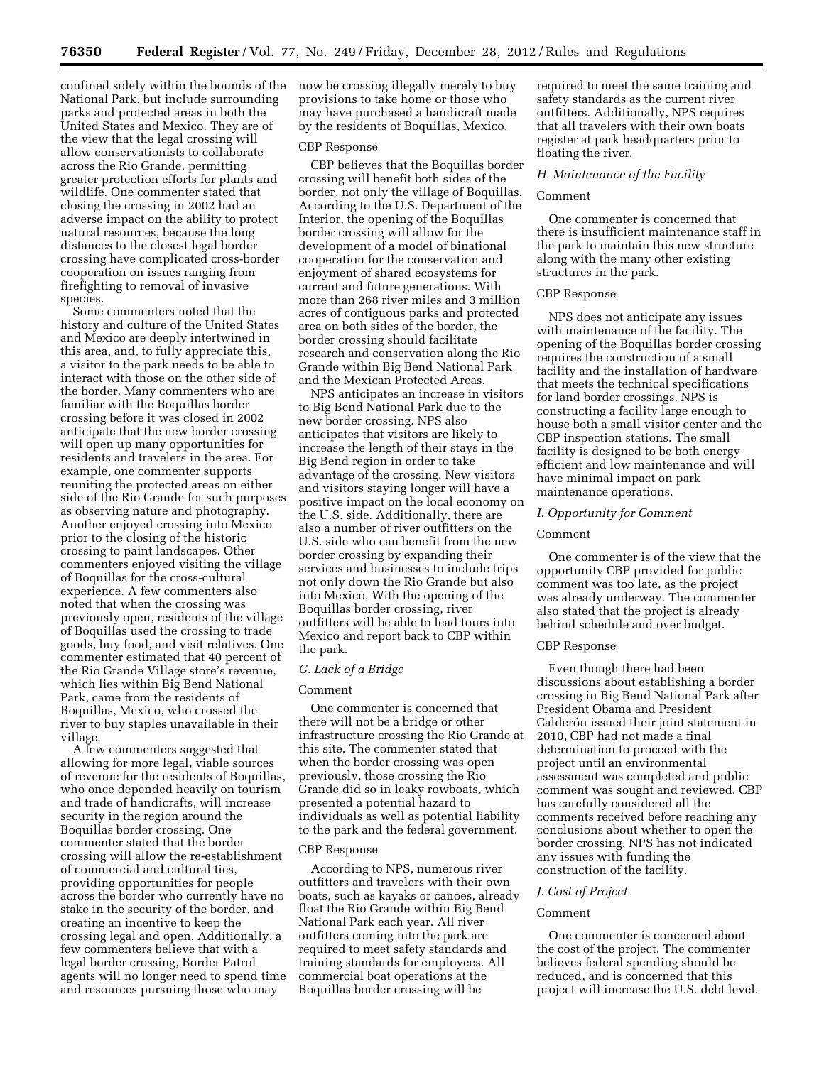confined solely within the bounds of the National Park, but include surrounding parks and protected areas in both the United States and Mexico. They are of the view that the legal crossing will allow conservationists to collaborate across the Rio Grande, permitting greater protection efforts for plants and wildlife. One commenter stated that closing the crossing in 2002 had an adverse impact on the ability to protect natural resources, because the long distances to the closest legal border crossing have complicated cross-border cooperation on issues ranging from firefighting to removal of invasive species.

Some commenters noted that the history and culture of the United States and Mexico are deeply intertwined in this area, and, to fully appreciate this, a visitor to the park needs to be able to interact with those on the other side of the border. Many commenters who are familiar with the Boquillas border crossing before it was closed in 2002 anticipate that the new border crossing will open up many opportunities for residents and travelers in the area. For example, one commenter supports reuniting the protected areas on either side of the Rio Grande for such purposes as observing nature and photography. Another enjoyed crossing into Mexico prior to the closing of the historic crossing to paint landscapes. Other commenters enjoyed visiting the village of Boquillas for the cross-cultural experience. A few commenters also noted that when the crossing was previously open, residents of the village of Boquillas used the crossing to trade goods, buy food, and visit relatives. One commenter estimated that 40 percent of the Rio Grande Village store's revenue, which lies within Big Bend National Park, came from the residents of Boquillas, Mexico, who crossed the river to buy staples unavailable in their village.

A few commenters suggested that allowing for more legal, viable sources of revenue for the residents of Boquillas, who once depended heavily on tourism and trade of handicrafts, will increase security in the region around the Boquillas border crossing. One commenter stated that the border crossing will allow the re-establishment of commercial and cultural ties, providing opportunities for people across the border who currently have no stake in the security of the border, and creating an incentive to keep the crossing legal and open. Additionally, a few commenters believe that with a legal border crossing, Border Patrol agents will no longer need to spend time and resources pursuing those who may now be crossing illegally merely to buy provisions to take home or those who may have purchased a handicraft made by the residents of Boquillas, Mexico.

CBP Response

CBP believes that the Boquillas border crossing will benefit both sides of the border, not only the village of Boquillas. According to the U.S. Department of the Interior, the opening of the Boquillas border crossing will allow for the development of a model of binational cooperation for the conservation and enjoyment of shared ecosystems for current and future generations. With more than 268 river miles and 3 million acres of contiguous parks and protected area on both sides of the border, the border crossing should facilitate research and conservation along the Rio Grande within Big Bend National Park and the Mexican Protected Areas.

NPS anticipates an increase in visitors to Big Bend National Park due to the new border crossing. NPS also anticipates that visitors are likely to increase the length of their stays in the Big Bend region in order to take advantage of the crossing. New visitors and visitors staying longer will have a positive impact on the local economy on the U.S. side. Additionally, there are also a number of river outfitters on the U.S. side who can benefit from the new border crossing by expanding their services and businesses to include trips not only down the Rio Grande but also into Mexico. With the opening of the Boquillas border crossing, river outfitters will be able to lead tours into Mexico and report back to CBP within the park.

*G. Lack of a Bridge*

Comment

One commenter is concerned that there will not be a bridge or other infrastructure crossing the Rio Grande at this site. The commenter stated that when the border crossing was open previously, those crossing the Rio Grande did so in leaky rowboats, which presented a potential hazard to individuals as well as potential liability to the park and the federal government.

CBP Response

According to NPS, numerous river outfitters and travelers with their own boats, such as kayaks or canoes, already float the Rio Grande within Big Bend National Park each year. All river outfitters coming into the park are required to meet safety standards and training standards for employees. All commercial boat operations at the Boquillas border crossing will be required to meet the same training and safety standards as the current river outfitters. Additionally, NPS requires that all travelers with their own boats register at park headquarters prior to floating the river.

*H. Maintenance of the Facility*

Comment

One commenter is concerned that there is insufficient maintenance staff in the park to maintain this new structure along with the many other existing structures in the park.

CBP Response

NPS does not anticipate any issues with maintenance of the facility. The opening of the Boquillas border crossing requires the construction of a small facility and the installation of hardware that meets the technical specifications for land border crossings. NPS is constructing a facility large enough to house both a small visitor center and the CBP inspection stations. The small facility is designed to be both energy efficient and low maintenance and will have minimal impact on park maintenance operations.

*I. Opportunity for Comment*

Comment

One commenter is of the view that the opportunity CBP provided for public comment was too late, as the project was already underway. The commenter also stated that the project is already behind schedule and over budget.

CBP Response

Even though there had been discussions about establishing a border crossing in Big Bend National Park after President Obama and President Calderón issued their joint statement in 2010, CBP had not made a final determination to proceed with the project until an environmental assessment was completed and public comment was sought and reviewed. CBP has carefully considered all the comments received before reaching any conclusions about whether to open the border crossing. NPS has not indicated any issues with funding the construction of the facility.

*J. Cost of Project*

Comment

One commenter is concerned about the cost of the project. The commenter believes federal spending should be reduced, and is concerned that this project will increase the U.S. debt level.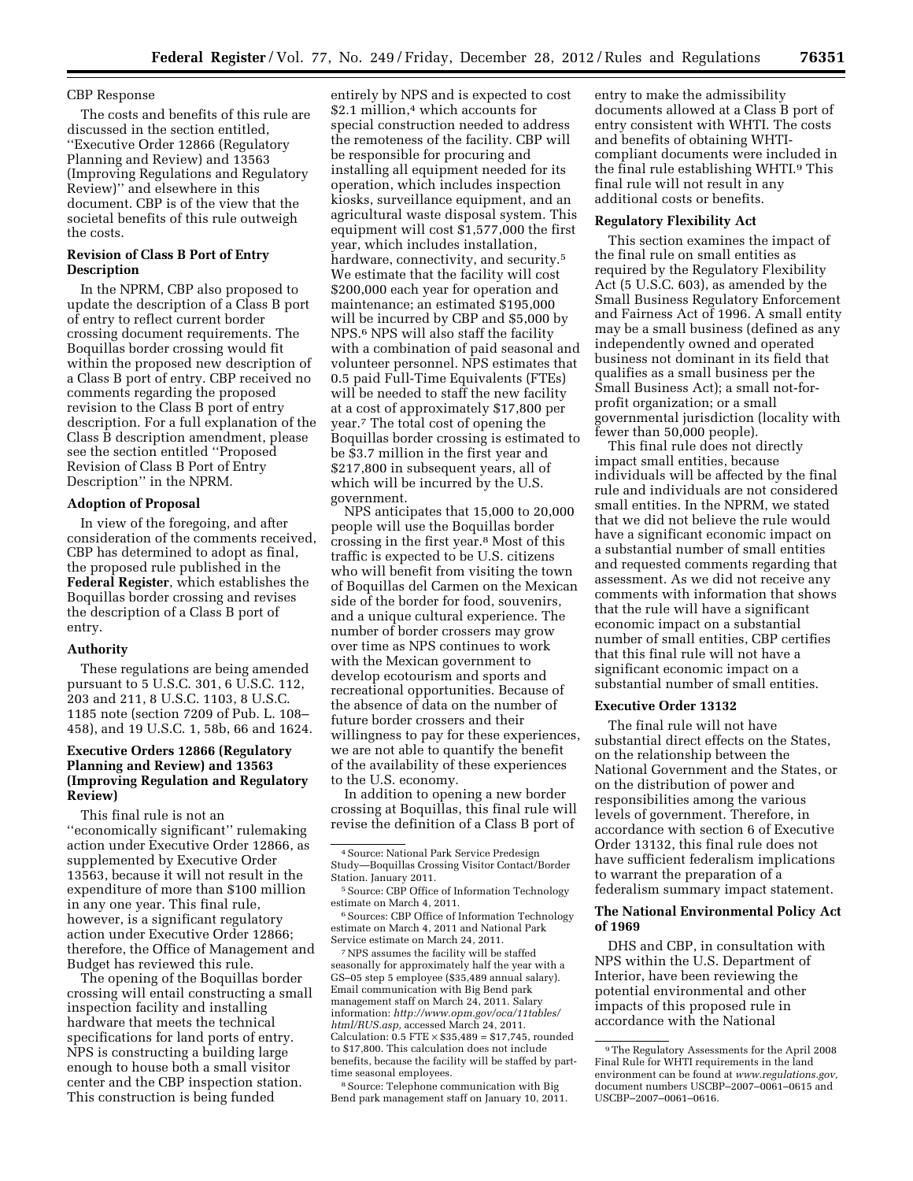CBP Response

The costs and benefits of this rule are discussed in the section entitled, ''Executive Order 12866 (Regulatory Planning and Review) and 13563 (Improving Regulations and Regulatory Review)'' and elsewhere in this document. CBP is of the view that the societal benefits of this rule outweigh the costs.

**Revision of Class B Port of Entry Description**

In the NPRM, CBP also proposed to update the description of a Class B port of entry to reflect current border crossing document requirements. The Boquillas border crossing would fit within the proposed new description of a Class B port of entry. CBP received no comments regarding the proposed revision to the Class B port of entry description. For a full explanation of the Class B description amendment, please see the section entitled ''Proposed Revision of Class B Port of Entry Description'' in the NPRM.

**Adoption of Proposal**

In view of the foregoing, and after consideration of the comments received, CBP has determined to adopt as final, the proposed rule published in the **Federal Register**, which establishes the Boquillas border crossing and revises the description of a Class B port of entry.

**Authority**

These regulations are being amended pursuant to 5 U.S.C. 301, 6 U.S.C. 112, 203 and 211, 8 U.S.C. 1103, 8 U.S.C. 1185 note (section 7209 of Pub. L. 108–458), and 19 U.S.C. 1, 58b, 66 and 1624.

**Executive Orders 12866 (Regulatory Planning and Review) and 13563 (Improving Regulation and Regulatory Review)**

This final rule is not an ''economically significant'' rulemaking action under Executive Order 12866, as supplemented by Executive Order 13563, because it will not result in the expenditure of more than $100 million in any one year. This final rule, however, is a significant regulatory action under Executive Order 12866; therefore, the Office of Management and Budget has reviewed this rule.

The opening of the Boquillas border crossing will entail constructing a small inspection facility and installing hardware that meets the technical specifications for land ports of entry. NPS is constructing a building large enough to house both a small visitor center and the CBP inspection station. This construction is being funded entirely by NPS and is expected to cost $2.1 million,[4] which accounts for special construction needed to address the remoteness of the facility. CBP will be responsible for procuring and installing all equipment needed for its operation, which includes inspection kiosks, surveillance equipment, and an agricultural waste disposal system. This equipment will cost $1,577,000 the first year, which includes installation, hardware, connectivity, and security.[5] We estimate that the facility will cost $200,000 each year for operation and maintenance; an estimated $195,000 will be incurred by CBP and $5,000 by NPS.[6] NPS will also staff the facility with a combination of paid seasonal and volunteer personnel. NPS estimates that 0.5 paid Full-Time Equivalents (FTEs) will be needed to staff the new facility at a cost of approximately $17,800 per year.[7] The total cost of opening the Boquillas border crossing is estimated to be $3.7 million in the first year and $217,800 in subsequent years, all of which will be incurred by the U.S. government.

NPS anticipates that 15,000 to 20,000 people will use the Boquillas border crossing in the first year.[8] Most of this traffic is expected to be U.S. citizens who will benefit from visiting the town of Boquillas del Carmen on the Mexican side of the border for food, souvenirs, and a unique cultural experience. The number of border crossers may grow over time as NPS continues to work with the Mexican government to develop ecotourism and sports and recreational opportunities. Because of the absence of data on the number of future border crossers and their willingness to pay for these experiences, we are not able to quantify the benefit of the availability of these experiences to the U.S. economy.

In addition to opening a new border crossing at Boquillas, this final rule will revise the definition of a Class B port of entry to make the admissibility documents allowed at a Class B port of entry consistent with WHTI. The costs and benefits of obtaining WHTI-compliant documents were included in the final rule establishing WHTI.[9] This final rule will not result in any additional costs or benefits.

**Regulatory Flexibility Act**

This section examines the impact of the final rule on small entities as required by the Regulatory Flexibility Act (5 U.S.C. 603), as amended by the Small Business Regulatory Enforcement and Fairness Act of 1996. A small entity may be a small business (defined as any independently owned and operated business not dominant in its field that qualifies as a small business per the Small Business Act); a small not-for-profit organization; or a small governmental jurisdiction (locality with fewer than 50,000 people).

This final rule does not directly impact small entities, because individuals will be affected by the final rule and individuals are not considered small entities. In the NPRM, we stated that we did not believe the rule would have a significant economic impact on a substantial number of small entities and requested comments regarding that assessment. As we did not receive any comments with information that shows that the rule will have a significant economic impact on a substantial number of small entities, CBP certifies that this final rule will not have a significant economic impact on a substantial number of small entities.

**Executive Order 13132**

The final rule will not have substantial direct effects on the States, on the relationship between the National Government and the States, or on the distribution of power and responsibilities among the various levels of government. Therefore, in accordance with section 6 of Executive Order 13132, this final rule does not have sufficient federalism implications to warrant the preparation of a federalism summary impact statement.

**The National Environmental Policy Act of 1969**

DHS and CBP, in consultation with NPS within the U.S. Department of Interior, have been reviewing the potential environmental and other impacts of this proposed rule in accordance with the National

---

[4] Source: National Park Service Predesign Study—Boquillas Crossing Visitor Contact/Border Station. January 2011.

[5] Source: CBP Office of Information Technology estimate on March 4, 2011.

[6] Sources: CBP Office of Information Technology estimate on March 4, 2011 and National Park Service estimate on March 24, 2011.

[7] NPS assumes the facility will be staffed seasonally for approximately half the year with a GS–05 step 5 employee ($35,489 annual salary). Email communication with Big Bend park management staff on March 24, 2011. Salary information: *http://www.opm.gov/oca/11tables/html/RUS.asp,* accessed March 24, 2011. Calculation: 0.5 FTE × $35,489 = $17,745, rounded to $17,800. This calculation does not include benefits, because the facility will be staffed by part-time seasonal employees.

[8] Source: Telephone communication with Big Bend park management staff on January 10, 2011.

[9] The Regulatory Assessments for the April 2008 Final Rule for WHTI requirements in the land environment can be found at *www.regulations.gov,* document numbers USCBP–2007–0061–0615 and USCBP–2007–0061–0616.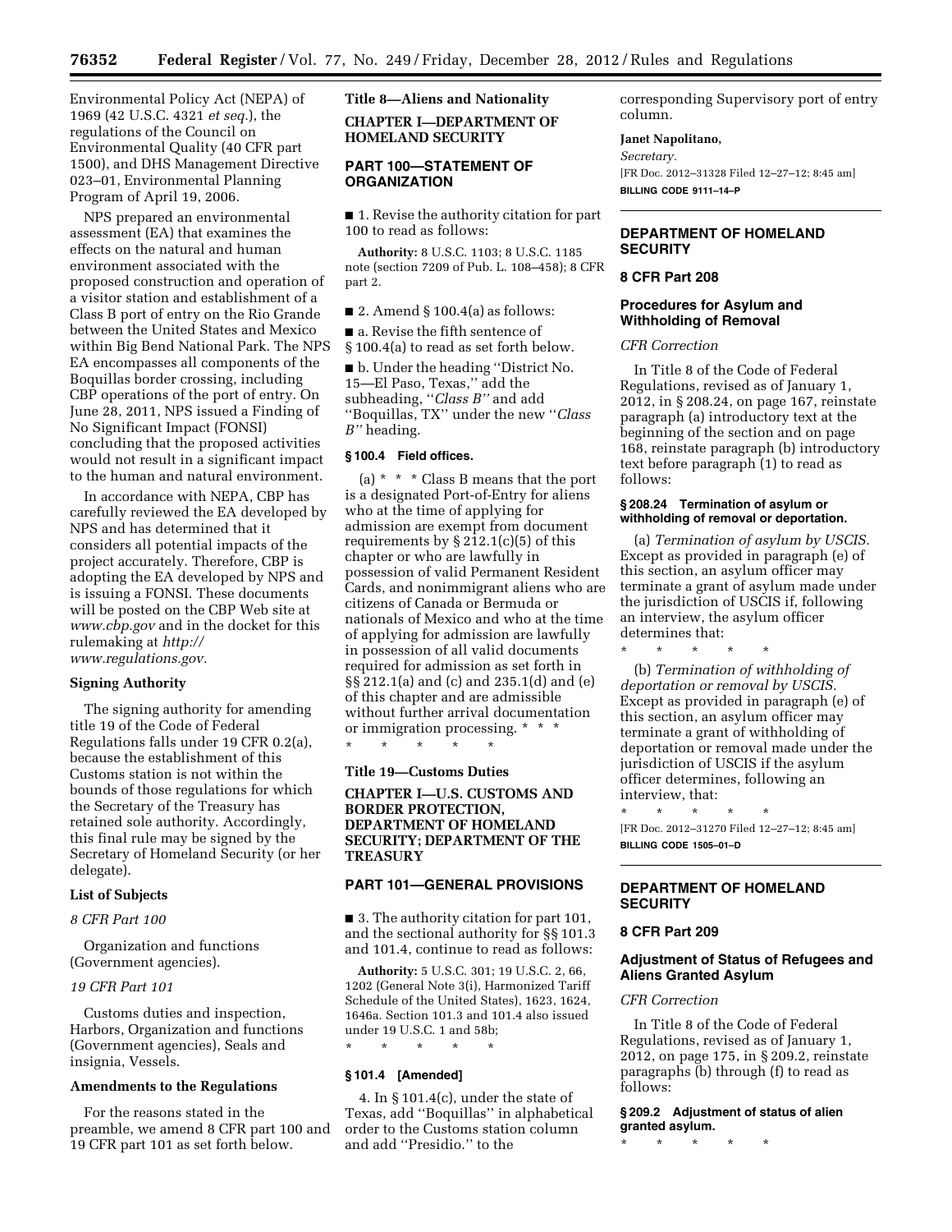Environmental Policy Act (NEPA) of 1969 (42 U.S.C. 4321 *et seq.*), the regulations of the Council on Environmental Quality (40 CFR part 1500), and DHS Management Directive 023–01, Environmental Planning Program of April 19, 2006.

NPS prepared an environmental assessment (EA) that examines the effects on the natural and human environment associated with the proposed construction and operation of a visitor station and establishment of a Class B port of entry on the Rio Grande between the United States and Mexico within Big Bend National Park. The NPS EA encompasses all components of the Boquillas border crossing, including CBP operations of the port of entry. On June 28, 2011, NPS issued a Finding of No Significant Impact (FONSI) concluding that the proposed activities would not result in a significant impact to the human and natural environment.

In accordance with NEPA, CBP has carefully reviewed the EA developed by NPS and has determined that it considers all potential impacts of the project accurately. Therefore, CBP is adopting the EA developed by NPS and is issuing a FONSI. These documents will be posted on the CBP Web site at *www.cbp.gov* and in the docket for this rulemaking at *http://www.regulations.gov.*

## Signing Authority

The signing authority for amending title 19 of the Code of Federal Regulations falls under 19 CFR 0.2(a), because the establishment of this Customs station is not within the bounds of those regulations for which the Secretary of the Treasury has retained sole authority. Accordingly, this final rule may be signed by the Secretary of Homeland Security (or her delegate).

## List of Subjects

*8 CFR Part 100*

Organization and functions (Government agencies).

*19 CFR Part 101*

Customs duties and inspection, Harbors, Organization and functions (Government agencies), Seals and insignia, Vessels.

## Amendments to the Regulations

For the reasons stated in the preamble, we amend 8 CFR part 100 and 19 CFR part 101 as set forth below.

## Title 8—Aliens and Nationality

## CHAPTER I—DEPARTMENT OF HOMELAND SECURITY

## PART 100—STATEMENT OF ORGANIZATION

■ 1. Revise the authority citation for part 100 to read as follows:

**Authority:** 8 U.S.C. 1103; 8 U.S.C. 1185 note (section 7209 of Pub. L. 108–458); 8 CFR part 2.

■ 2. Amend § 100.4(a) as follows:

■ a. Revise the fifth sentence of § 100.4(a) to read as set forth below.

■ b. Under the heading ''District No. 15—El Paso, Texas,'' add the subheading, ''*Class B''* and add ''Boquillas, TX'' under the new ''*Class B''* heading.

### § 100.4 Field offices.

(a) \* \* \* Class B means that the port is a designated Port-of-Entry for aliens who at the time of applying for admission are exempt from document requirements by § 212.1(c)(5) of this chapter or who are lawfully in possession of valid Permanent Resident Cards, and nonimmigrant aliens who are citizens of Canada or Bermuda or nationals of Mexico and who at the time of applying for admission are lawfully in possession of all valid documents required for admission as set forth in §§ 212.1(a) and (c) and 235.1(d) and (e) of this chapter and are admissible without further arrival documentation or immigration processing. \* \* \*

\* \* \* \* \*

## Title 19—Customs Duties

## CHAPTER I—U.S. CUSTOMS AND BORDER PROTECTION, DEPARTMENT OF HOMELAND SECURITY; DEPARTMENT OF THE TREASURY

## PART 101—GENERAL PROVISIONS

■ 3. The authority citation for part 101, and the sectional authority for §§ 101.3 and 101.4, continue to read as follows:

**Authority:** 5 U.S.C. 301; 19 U.S.C. 2, 66, 1202 (General Note 3(i), Harmonized Tariff Schedule of the United States), 1623, 1624, 1646a. Section 101.3 and 101.4 also issued under 19 U.S.C. 1 and 58b;

\* \* \* \* \*

### § 101.4 [Amended]

4. In § 101.4(c), under the state of Texas, add ''Boquillas'' in alphabetical order to the Customs station column and add ''Presidio.'' to the corresponding Supervisory port of entry column.

**Janet Napolitano,**

*Secretary.*

[FR Doc. 2012–31328 Filed 12–27–12; 8:45 am]

**BILLING CODE 9111–14–P**

## DEPARTMENT OF HOMELAND SECURITY

## 8 CFR Part 208

## Procedures for Asylum and Withholding of Removal

*CFR Correction*

In Title 8 of the Code of Federal Regulations, revised as of January 1, 2012, in § 208.24, on page 167, reinstate paragraph (a) introductory text at the beginning of the section and on page 168, reinstate paragraph (b) introductory text before paragraph (1) to read as follows:

### § 208.24 Termination of asylum or withholding of removal or deportation.

(a) *Termination of asylum by USCIS.* Except as provided in paragraph (e) of this section, an asylum officer may terminate a grant of asylum made under the jurisdiction of USCIS if, following an interview, the asylum officer determines that:

\* \* \* \* \*

(b) *Termination of withholding of deportation or removal by USCIS.* Except as provided in paragraph (e) of this section, an asylum officer may terminate a grant of withholding of deportation or removal made under the jurisdiction of USCIS if the asylum officer determines, following an interview, that:

\* \* \* \* \*

[FR Doc. 2012–31270 Filed 12–27–12; 8:45 am]

**BILLING CODE 1505–01–D**

## DEPARTMENT OF HOMELAND SECURITY

## 8 CFR Part 209

## Adjustment of Status of Refugees and Aliens Granted Asylum

*CFR Correction*

In Title 8 of the Code of Federal Regulations, revised as of January 1, 2012, on page 175, in § 209.2, reinstate paragraphs (b) through (f) to read as follows:

### § 209.2 Adjustment of status of alien granted asylum.

\* \* \* \* \*